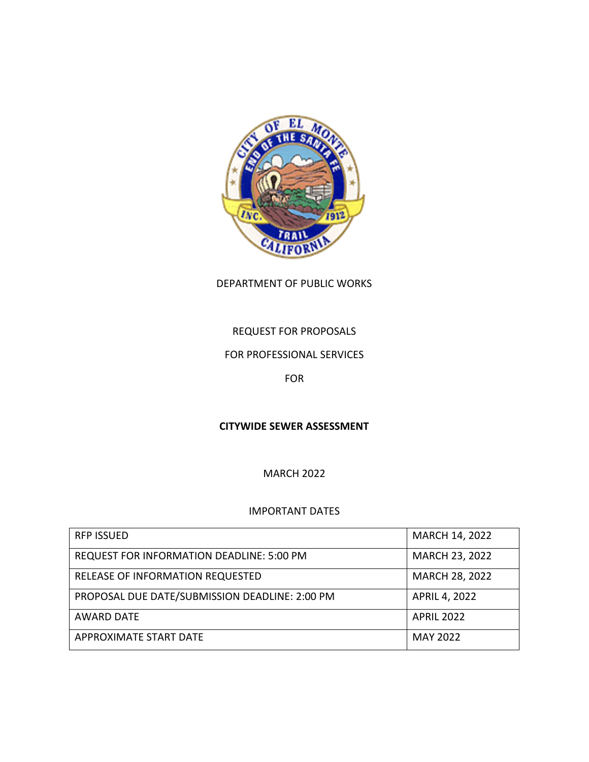DEPARTMENT OF PUBLIC WORKS

REQUEST FOR PROPOSALS

FOR PROFESSIONAL SERVICES

FOR

**CITYWIDE SEWER ASSESSMENT**

MARCH 2022

IMPORTANT DATES

| | |
|---|---|
| RFP ISSUED | MARCH 14, 2022 |
| REQUEST FOR INFORMATION DEADLINE: 5:00 PM | MARCH 23, 2022 |
| RELEASE OF INFORMATION REQUESTED | MARCH 28, 2022 |
| PROPOSAL DUE DATE/SUBMISSION DEADLINE: 2:00 PM | APRIL 4, 2022 |
| AWARD DATE | APRIL 2022 |
| APPROXIMATE START DATE | MAY 2022 |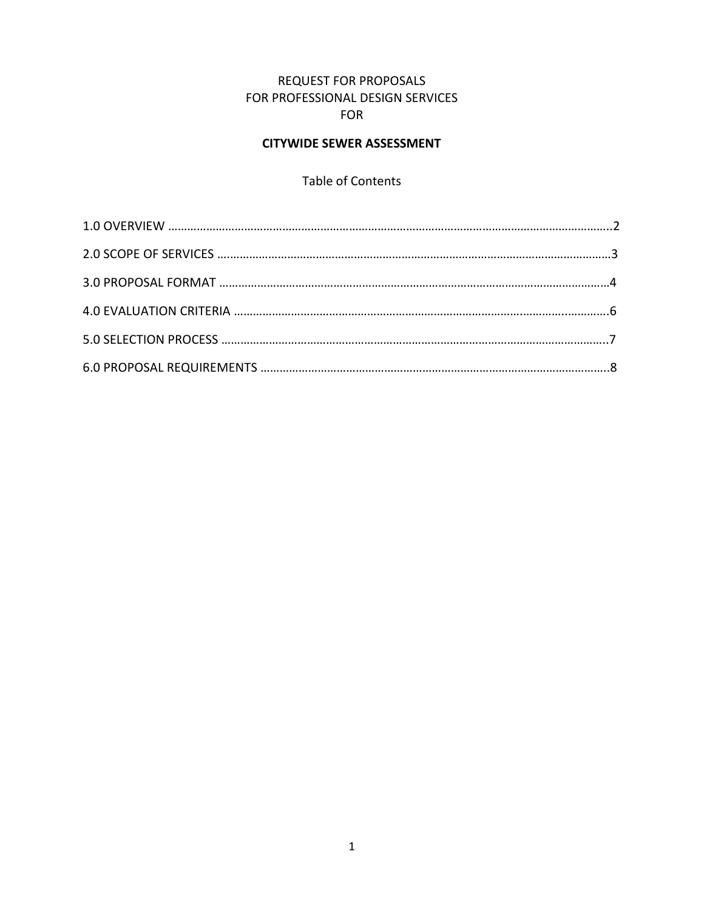REQUEST FOR PROPOSALS
FOR PROFESSIONAL DESIGN SERVICES
FOR

# CITYWIDE SEWER ASSESSMENT

Table of Contents

1.0 OVERVIEW ……………………………………………………………………………………………………………………..2

2.0 SCOPE OF SERVICES ……………………………………………………………………………………………………3

3.0 PROPOSAL FORMAT ……………………………………………………………………………………………………4

4.0 EVALUATION CRITERIA ………………………………………………………………………………………………6

5.0 SELECTION PROCESS ………………………………………………………………………………………………..7

6.0 PROPOSAL REQUIREMENTS ………………………………………………………………………………………..8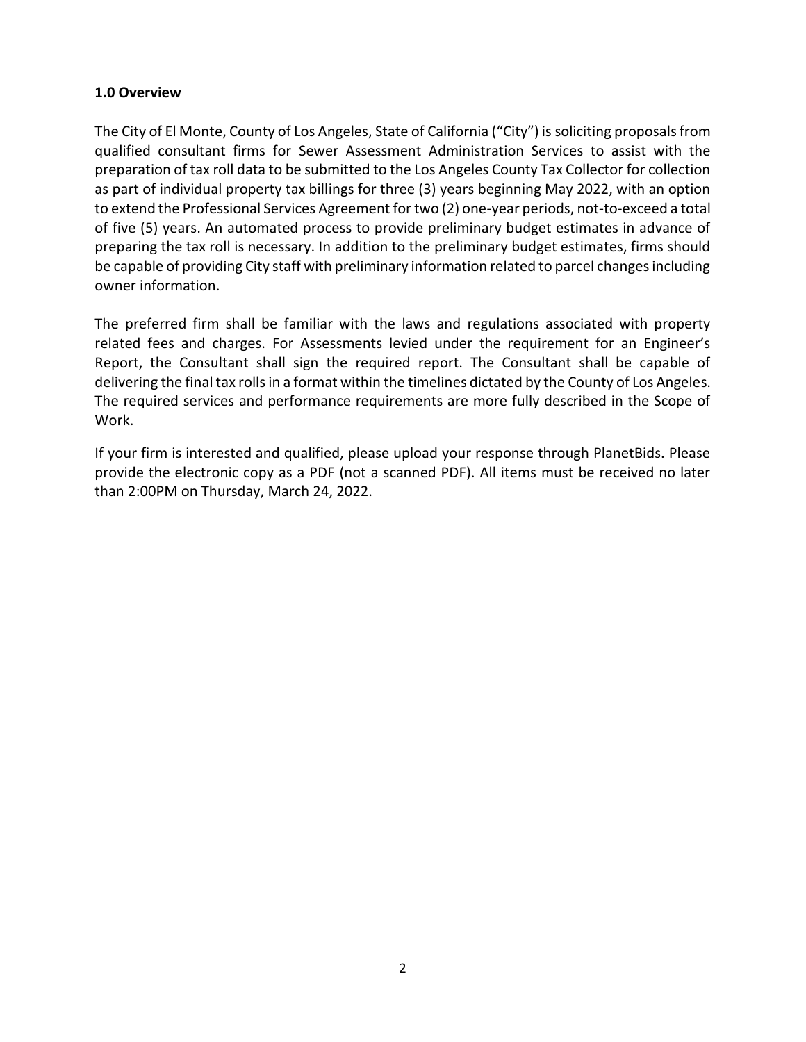**1.0 Overview**

The City of El Monte, County of Los Angeles, State of California ("City") is soliciting proposals from qualified consultant firms for Sewer Assessment Administration Services to assist with the preparation of tax roll data to be submitted to the Los Angeles County Tax Collector for collection as part of individual property tax billings for three (3) years beginning May 2022, with an option to extend the Professional Services Agreement for two (2) one-year periods, not-to-exceed a total of five (5) years. An automated process to provide preliminary budget estimates in advance of preparing the tax roll is necessary. In addition to the preliminary budget estimates, firms should be capable of providing City staff with preliminary information related to parcel changes including owner information.

The preferred firm shall be familiar with the laws and regulations associated with property related fees and charges. For Assessments levied under the requirement for an Engineer's Report, the Consultant shall sign the required report. The Consultant shall be capable of delivering the final tax rolls in a format within the timelines dictated by the County of Los Angeles. The required services and performance requirements are more fully described in the Scope of Work.

If your firm is interested and qualified, please upload your response through PlanetBids. Please provide the electronic copy as a PDF (not a scanned PDF). All items must be received no later than 2:00PM on Thursday, March 24, 2022.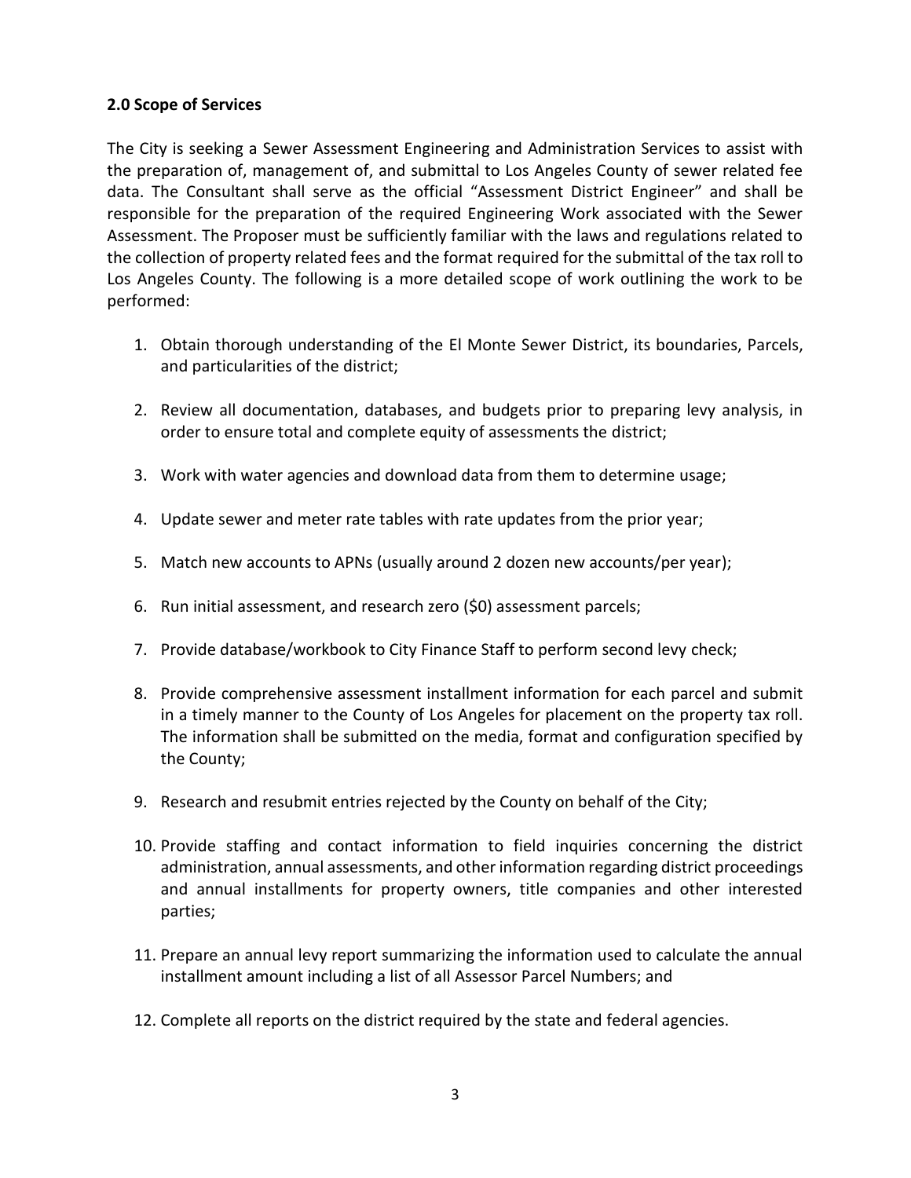### 2.0 Scope of Services

The City is seeking a Sewer Assessment Engineering and Administration Services to assist with the preparation of, management of, and submittal to Los Angeles County of sewer related fee data. The Consultant shall serve as the official "Assessment District Engineer" and shall be responsible for the preparation of the required Engineering Work associated with the Sewer Assessment. The Proposer must be sufficiently familiar with the laws and regulations related to the collection of property related fees and the format required for the submittal of the tax roll to Los Angeles County. The following is a more detailed scope of work outlining the work to be performed:

1. Obtain thorough understanding of the El Monte Sewer District, its boundaries, Parcels, and particularities of the district;

2. Review all documentation, databases, and budgets prior to preparing levy analysis, in order to ensure total and complete equity of assessments the district;

3. Work with water agencies and download data from them to determine usage;

4. Update sewer and meter rate tables with rate updates from the prior year;

5. Match new accounts to APNs (usually around 2 dozen new accounts/per year);

6. Run initial assessment, and research zero ($0) assessment parcels;

7. Provide database/workbook to City Finance Staff to perform second levy check;

8. Provide comprehensive assessment installment information for each parcel and submit in a timely manner to the County of Los Angeles for placement on the property tax roll. The information shall be submitted on the media, format and configuration specified by the County;

9. Research and resubmit entries rejected by the County on behalf of the City;

10. Provide staffing and contact information to field inquiries concerning the district administration, annual assessments, and other information regarding district proceedings and annual installments for property owners, title companies and other interested parties;

11. Prepare an annual levy report summarizing the information used to calculate the annual installment amount including a list of all Assessor Parcel Numbers; and

12. Complete all reports on the district required by the state and federal agencies.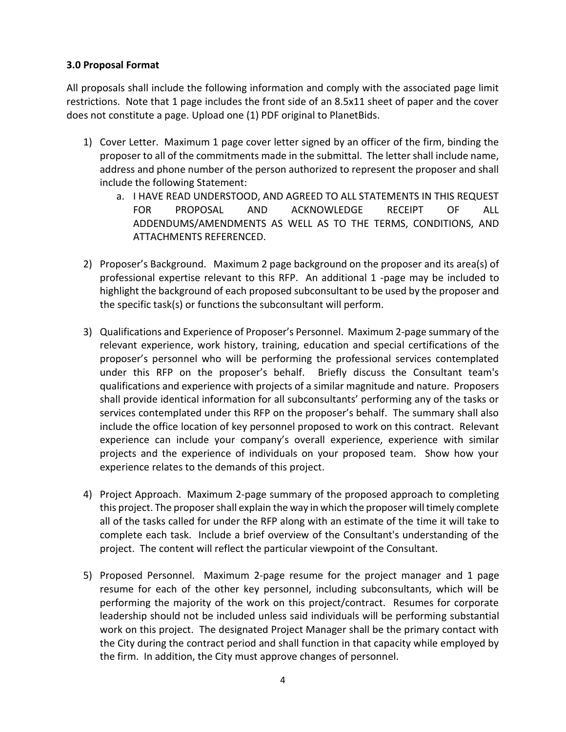### 3.0 Proposal Format

All proposals shall include the following information and comply with the associated page limit restrictions. Note that 1 page includes the front side of an 8.5x11 sheet of paper and the cover does not constitute a page. Upload one (1) PDF original to PlanetBids.

1) Cover Letter. Maximum 1 page cover letter signed by an officer of the firm, binding the proposer to all of the commitments made in the submittal. The letter shall include name, address and phone number of the person authorized to represent the proposer and shall include the following Statement:
    a. I HAVE READ UNDERSTOOD, AND AGREED TO ALL STATEMENTS IN THIS REQUEST FOR PROPOSAL AND ACKNOWLEDGE RECEIPT OF ALL ADDENDUMS/AMENDMENTS AS WELL AS TO THE TERMS, CONDITIONS, AND ATTACHMENTS REFERENCED.

2) Proposer's Background. Maximum 2 page background on the proposer and its area(s) of professional expertise relevant to this RFP. An additional 1 -page may be included to highlight the background of each proposed subconsultant to be used by the proposer and the specific task(s) or functions the subconsultant will perform.

3) Qualifications and Experience of Proposer's Personnel. Maximum 2-page summary of the relevant experience, work history, training, education and special certifications of the proposer's personnel who will be performing the professional services contemplated under this RFP on the proposer's behalf. Briefly discuss the Consultant team's qualifications and experience with projects of a similar magnitude and nature. Proposers shall provide identical information for all subconsultants' performing any of the tasks or services contemplated under this RFP on the proposer's behalf. The summary shall also include the office location of key personnel proposed to work on this contract. Relevant experience can include your company's overall experience, experience with similar projects and the experience of individuals on your proposed team. Show how your experience relates to the demands of this project.

4) Project Approach. Maximum 2-page summary of the proposed approach to completing this project. The proposer shall explain the way in which the proposer will timely complete all of the tasks called for under the RFP along with an estimate of the time it will take to complete each task. Include a brief overview of the Consultant's understanding of the project. The content will reflect the particular viewpoint of the Consultant.

5) Proposed Personnel. Maximum 2-page resume for the project manager and 1 page resume for each of the other key personnel, including subconsultants, which will be performing the majority of the work on this project/contract. Resumes for corporate leadership should not be included unless said individuals will be performing substantial work on this project. The designated Project Manager shall be the primary contact with the City during the contract period and shall function in that capacity while employed by the firm. In addition, the City must approve changes of personnel.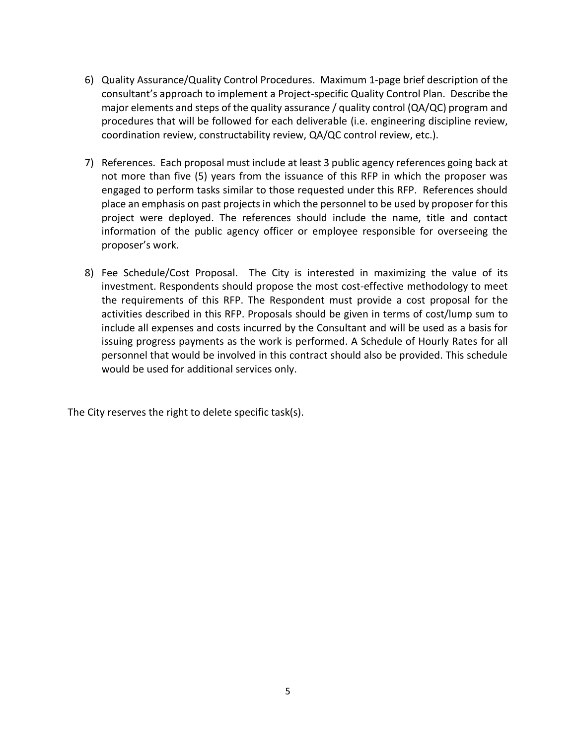6) Quality Assurance/Quality Control Procedures. Maximum 1-page brief description of the consultant's approach to implement a Project-specific Quality Control Plan. Describe the major elements and steps of the quality assurance / quality control (QA/QC) program and procedures that will be followed for each deliverable (i.e. engineering discipline review, coordination review, constructability review, QA/QC control review, etc.).

7) References. Each proposal must include at least 3 public agency references going back at not more than five (5) years from the issuance of this RFP in which the proposer was engaged to perform tasks similar to those requested under this RFP. References should place an emphasis on past projects in which the personnel to be used by proposer for this project were deployed. The references should include the name, title and contact information of the public agency officer or employee responsible for overseeing the proposer's work.

8) Fee Schedule/Cost Proposal. The City is interested in maximizing the value of its investment. Respondents should propose the most cost-effective methodology to meet the requirements of this RFP. The Respondent must provide a cost proposal for the activities described in this RFP. Proposals should be given in terms of cost/lump sum to include all expenses and costs incurred by the Consultant and will be used as a basis for issuing progress payments as the work is performed. A Schedule of Hourly Rates for all personnel that would be involved in this contract should also be provided. This schedule would be used for additional services only.

The City reserves the right to delete specific task(s).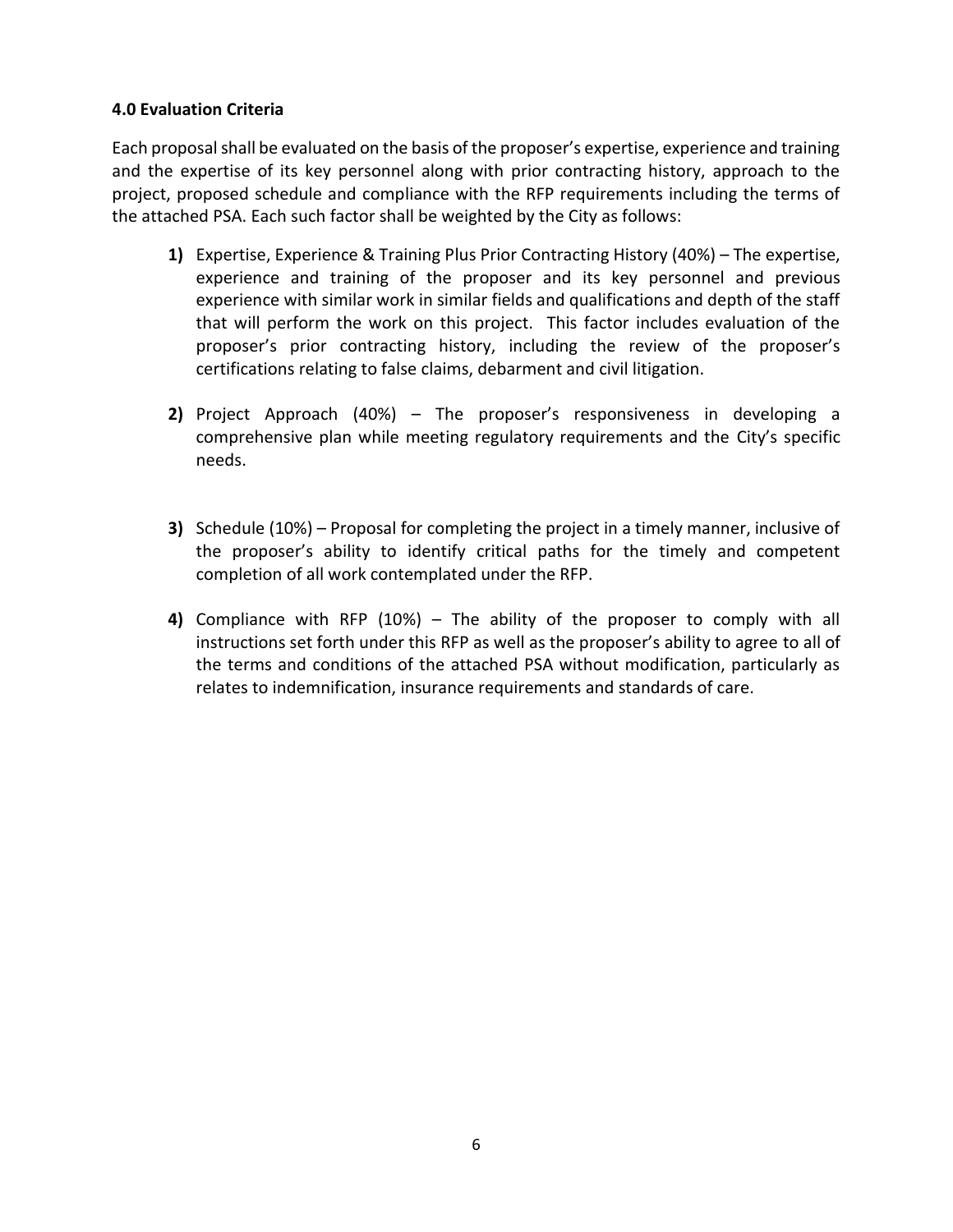**4.0 Evaluation Criteria**

Each proposal shall be evaluated on the basis of the proposer's expertise, experience and training and the expertise of its key personnel along with prior contracting history, approach to the project, proposed schedule and compliance with the RFP requirements including the terms of the attached PSA. Each such factor shall be weighted by the City as follows:

1) Expertise, Experience & Training Plus Prior Contracting History (40%) – The expertise, experience and training of the proposer and its key personnel and previous experience with similar work in similar fields and qualifications and depth of the staff that will perform the work on this project. This factor includes evaluation of the proposer's prior contracting history, including the review of the proposer's certifications relating to false claims, debarment and civil litigation.

2) Project Approach (40%) – The proposer's responsiveness in developing a comprehensive plan while meeting regulatory requirements and the City's specific needs.

3) Schedule (10%) – Proposal for completing the project in a timely manner, inclusive of the proposer's ability to identify critical paths for the timely and competent completion of all work contemplated under the RFP.

4) Compliance with RFP (10%) – The ability of the proposer to comply with all instructions set forth under this RFP as well as the proposer's ability to agree to all of the terms and conditions of the attached PSA without modification, particularly as relates to indemnification, insurance requirements and standards of care.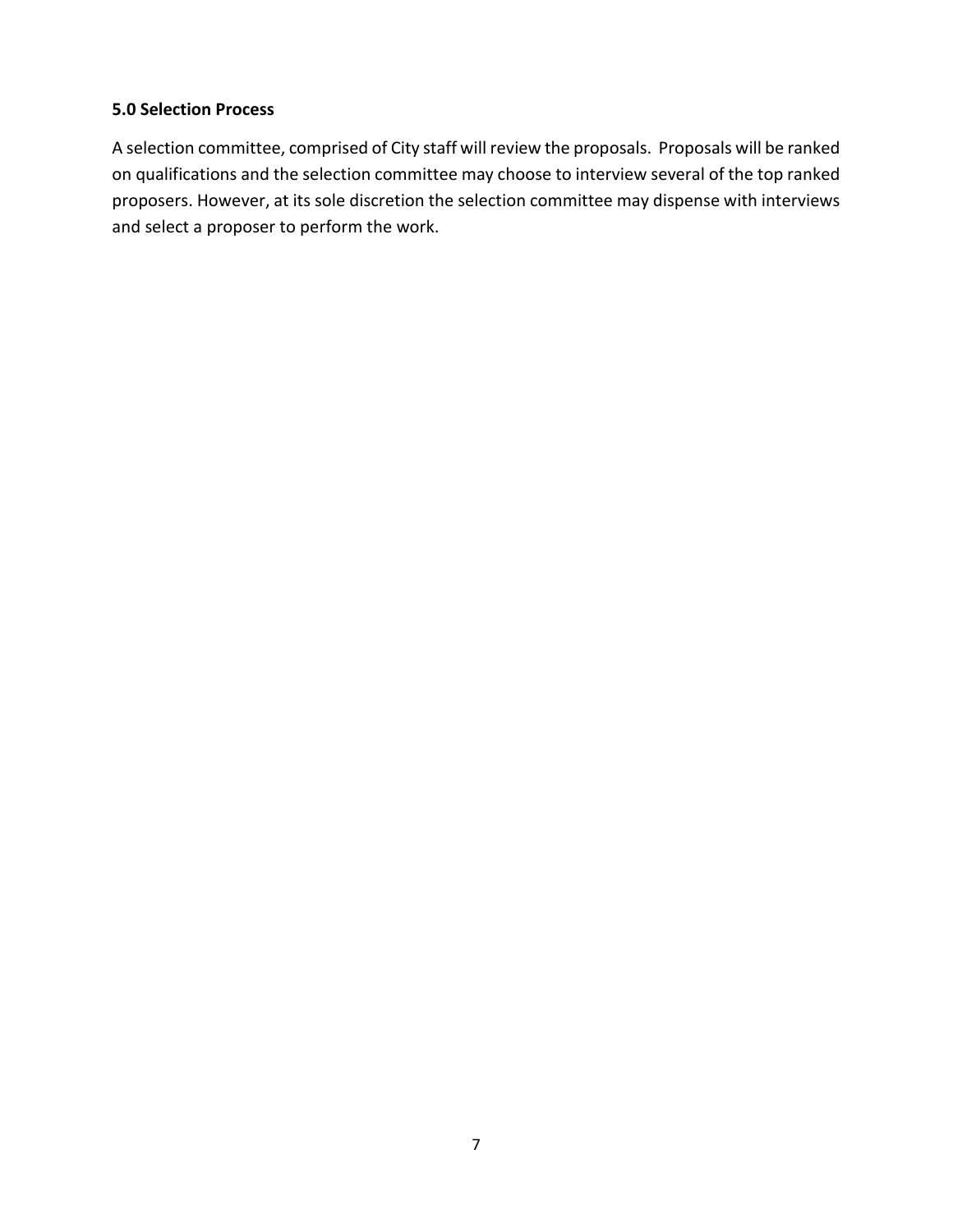**5.0 Selection Process**

A selection committee, comprised of City staff will review the proposals. Proposals will be ranked on qualifications and the selection committee may choose to interview several of the top ranked proposers. However, at its sole discretion the selection committee may dispense with interviews and select a proposer to perform the work.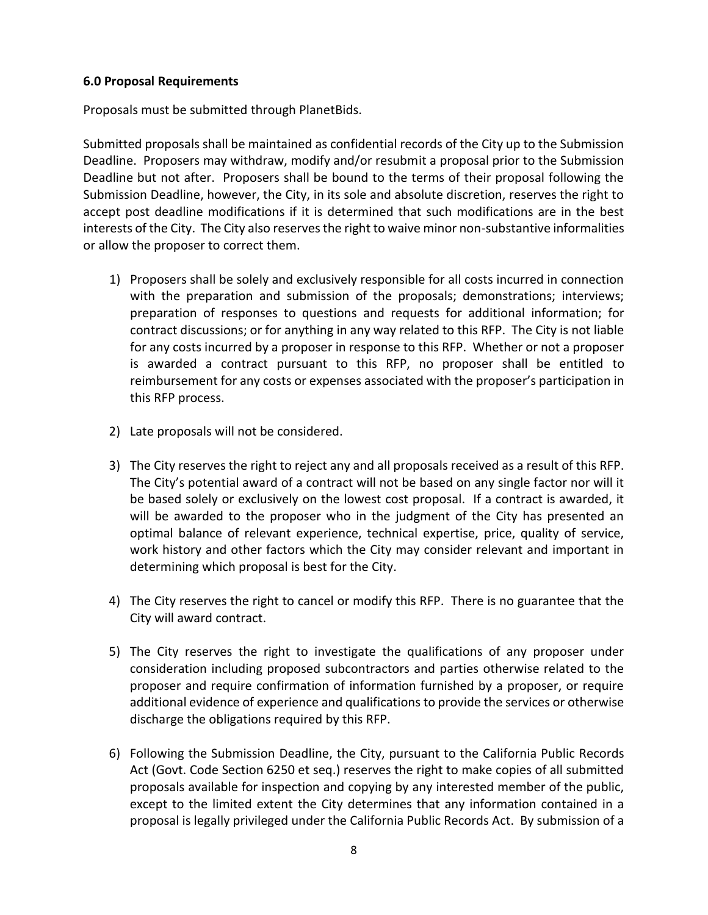**6.0 Proposal Requirements**

Proposals must be submitted through PlanetBids.

Submitted proposals shall be maintained as confidential records of the City up to the Submission Deadline. Proposers may withdraw, modify and/or resubmit a proposal prior to the Submission Deadline but not after. Proposers shall be bound to the terms of their proposal following the Submission Deadline, however, the City, in its sole and absolute discretion, reserves the right to accept post deadline modifications if it is determined that such modifications are in the best interests of the City. The City also reserves the right to waive minor non-substantive informalities or allow the proposer to correct them.

1) Proposers shall be solely and exclusively responsible for all costs incurred in connection with the preparation and submission of the proposals; demonstrations; interviews; preparation of responses to questions and requests for additional information; for contract discussions; or for anything in any way related to this RFP. The City is not liable for any costs incurred by a proposer in response to this RFP. Whether or not a proposer is awarded a contract pursuant to this RFP, no proposer shall be entitled to reimbursement for any costs or expenses associated with the proposer's participation in this RFP process.

2) Late proposals will not be considered.

3) The City reserves the right to reject any and all proposals received as a result of this RFP. The City's potential award of a contract will not be based on any single factor nor will it be based solely or exclusively on the lowest cost proposal. If a contract is awarded, it will be awarded to the proposer who in the judgment of the City has presented an optimal balance of relevant experience, technical expertise, price, quality of service, work history and other factors which the City may consider relevant and important in determining which proposal is best for the City.

4) The City reserves the right to cancel or modify this RFP. There is no guarantee that the City will award contract.

5) The City reserves the right to investigate the qualifications of any proposer under consideration including proposed subcontractors and parties otherwise related to the proposer and require confirmation of information furnished by a proposer, or require additional evidence of experience and qualifications to provide the services or otherwise discharge the obligations required by this RFP.

6) Following the Submission Deadline, the City, pursuant to the California Public Records Act (Govt. Code Section 6250 et seq.) reserves the right to make copies of all submitted proposals available for inspection and copying by any interested member of the public, except to the limited extent the City determines that any information contained in a proposal is legally privileged under the California Public Records Act. By submission of a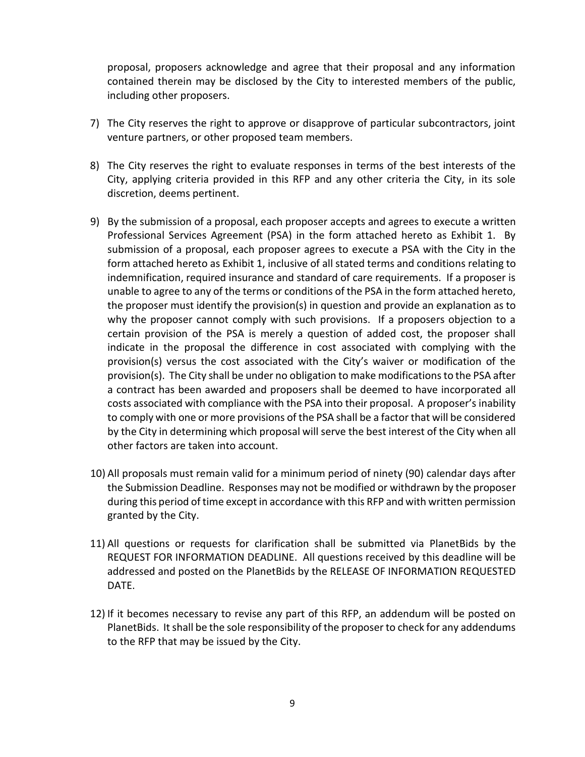proposal, proposers acknowledge and agree that their proposal and any information contained therein may be disclosed by the City to interested members of the public, including other proposers.

7) The City reserves the right to approve or disapprove of particular subcontractors, joint venture partners, or other proposed team members.

8) The City reserves the right to evaluate responses in terms of the best interests of the City, applying criteria provided in this RFP and any other criteria the City, in its sole discretion, deems pertinent.

9) By the submission of a proposal, each proposer accepts and agrees to execute a written Professional Services Agreement (PSA) in the form attached hereto as Exhibit 1. By submission of a proposal, each proposer agrees to execute a PSA with the City in the form attached hereto as Exhibit 1, inclusive of all stated terms and conditions relating to indemnification, required insurance and standard of care requirements. If a proposer is unable to agree to any of the terms or conditions of the PSA in the form attached hereto, the proposer must identify the provision(s) in question and provide an explanation as to why the proposer cannot comply with such provisions. If a proposers objection to a certain provision of the PSA is merely a question of added cost, the proposer shall indicate in the proposal the difference in cost associated with complying with the provision(s) versus the cost associated with the City's waiver or modification of the provision(s). The City shall be under no obligation to make modifications to the PSA after a contract has been awarded and proposers shall be deemed to have incorporated all costs associated with compliance with the PSA into their proposal. A proposer's inability to comply with one or more provisions of the PSA shall be a factor that will be considered by the City in determining which proposal will serve the best interest of the City when all other factors are taken into account.

10) All proposals must remain valid for a minimum period of ninety (90) calendar days after the Submission Deadline. Responses may not be modified or withdrawn by the proposer during this period of time except in accordance with this RFP and with written permission granted by the City.

11) All questions or requests for clarification shall be submitted via PlanetBids by the REQUEST FOR INFORMATION DEADLINE. All questions received by this deadline will be addressed and posted on the PlanetBids by the RELEASE OF INFORMATION REQUESTED DATE.

12) If it becomes necessary to revise any part of this RFP, an addendum will be posted on PlanetBids. It shall be the sole responsibility of the proposer to check for any addendums to the RFP that may be issued by the City.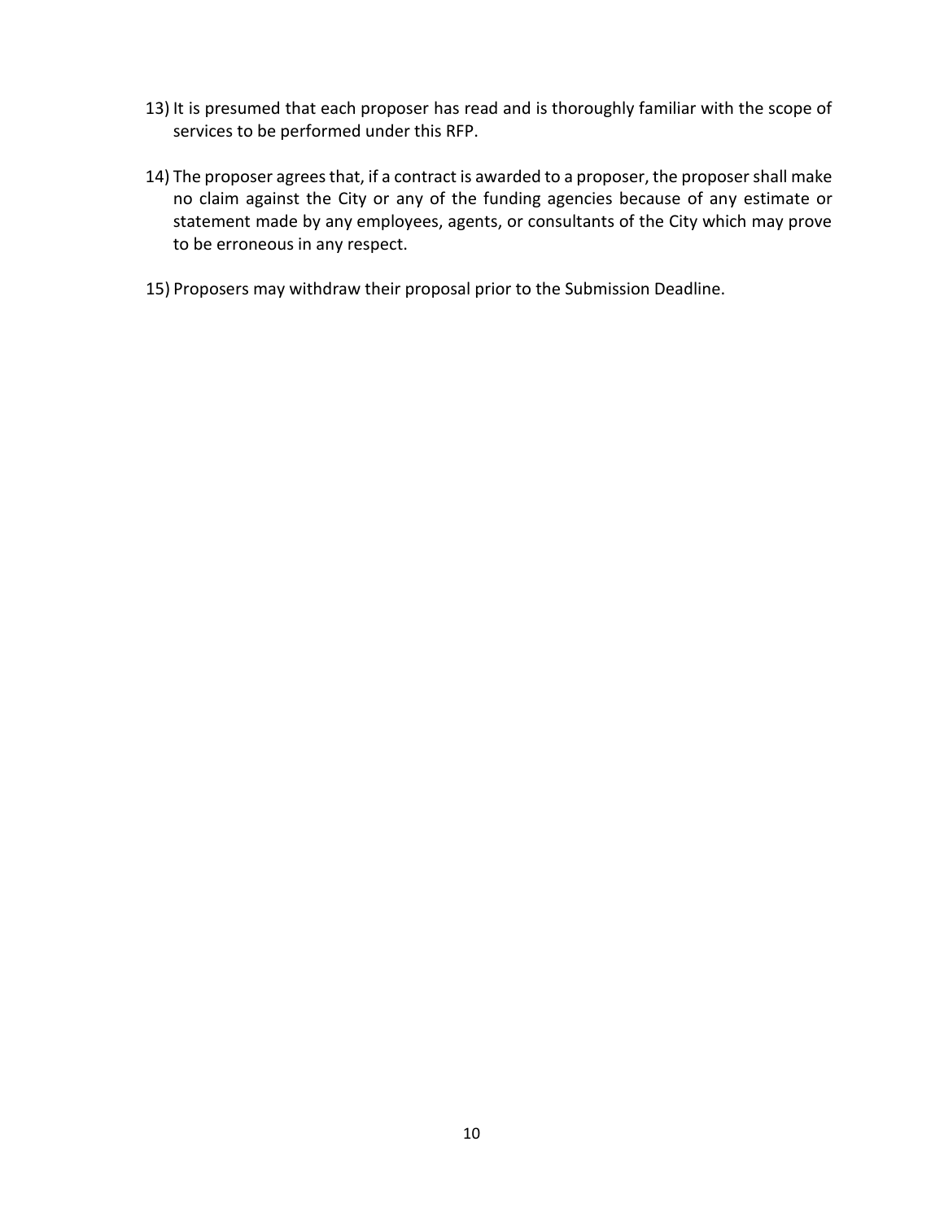13) It is presumed that each proposer has read and is thoroughly familiar with the scope of services to be performed under this RFP.

14) The proposer agrees that, if a contract is awarded to a proposer, the proposer shall make no claim against the City or any of the funding agencies because of any estimate or statement made by any employees, agents, or consultants of the City which may prove to be erroneous in any respect.

15) Proposers may withdraw their proposal prior to the Submission Deadline.